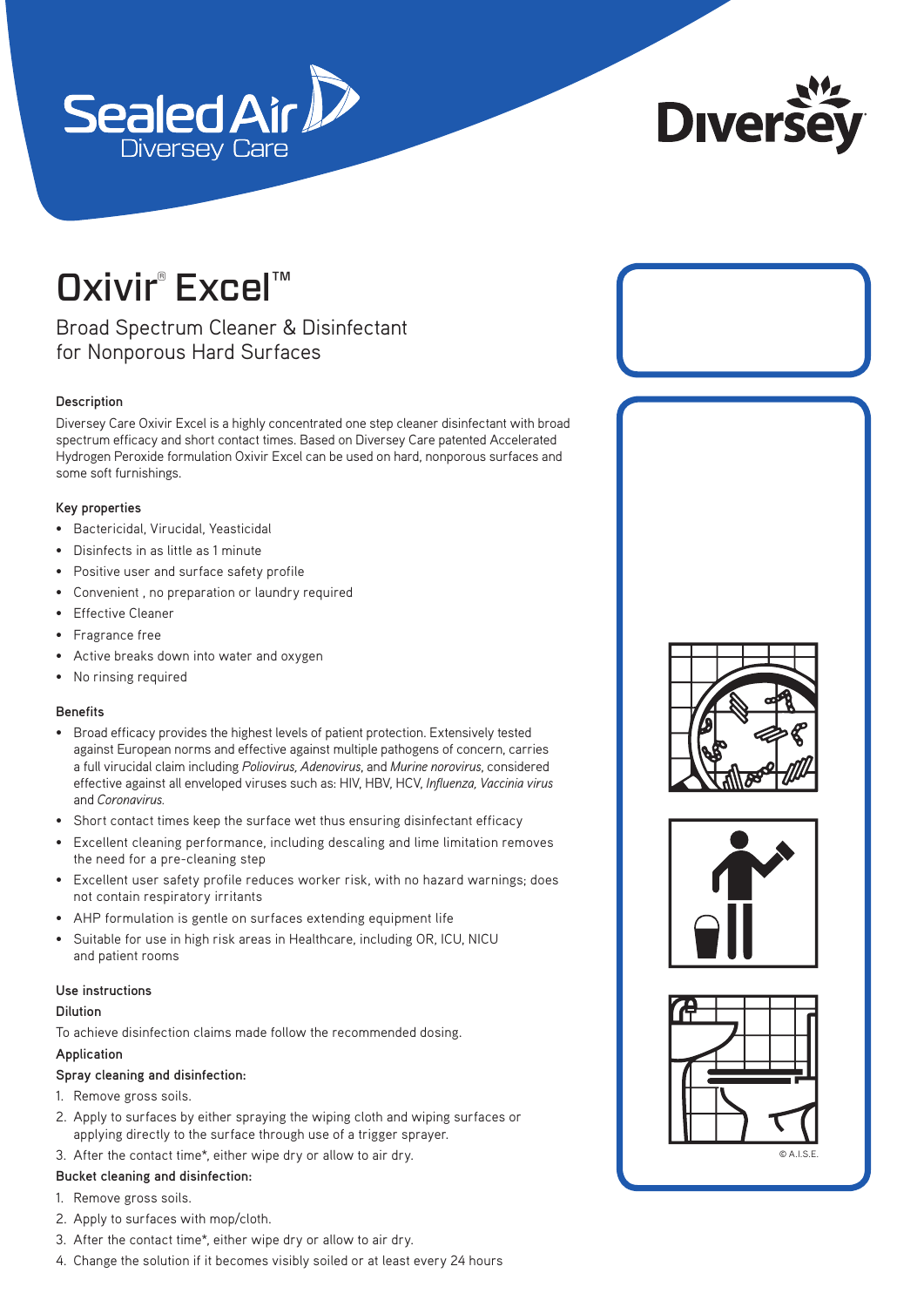Sealed Air Diversey Care

Diversey

# Oxivir® Excel™

## Broad Spectrum Cleaner & Disinfectant for Nonporous Hard Surfaces

### Description

Diversey Care Oxivir Excel is a highly concentrated one step cleaner disinfectant with broad spectrum efficacy and short contact times. Based on Diversey Care patented Accelerated Hydrogen Peroxide formulation Oxivir Excel can be used on hard, nonporous surfaces and some soft furnishings.

### Key properties

- Bactericidal, Virucidal, Yeasticidal
- Disinfects in as little as 1 minute
- Positive user and surface safety profile
- Convenient , no preparation or laundry required
- Effective Cleaner
- Fragrance free
- Active breaks down into water and oxygen
- No rinsing required

### Benefits

- Broad efficacy provides the highest levels of patient protection. Extensively tested against European norms and effective against multiple pathogens of concern, carries a full virucidal claim including *Poliovirus, Adenovirus*, and *Murine norovirus*, considered effective against all enveloped viruses such as: HIV, HBV, HCV, *Influenza, Vaccinia virus* and *Coronavirus*.
- Short contact times keep the surface wet thus ensuring disinfectant efficacy
- Excellent cleaning performance, including descaling and lime limitation removes the need for a pre-cleaning step
- Excellent user safety profile reduces worker risk, with no hazard warnings; does not contain respiratory irritants
- AHP formulation is gentle on surfaces extending equipment life
- Suitable for use in high risk areas in Healthcare, including OR, ICU, NICU and patient rooms

### Use instructions

**Dilution**

To achieve disinfection claims made follow the recommended dosing.

**Application**

**Spray cleaning and disinfection:**

1. Remove gross soils.
2. Apply to surfaces by either spraying the wiping cloth and wiping surfaces or applying directly to the surface through use of a trigger sprayer.
3. After the contact time*, either wipe dry or allow to air dry.

**Bucket cleaning and disinfection:**

1. Remove gross soils.
2. Apply to surfaces with mop/cloth.
3. After the contact time*, either wipe dry or allow to air dry.
4. Change the solution if it becomes visibly soiled or at least every 24 hours

© A.I.S.E.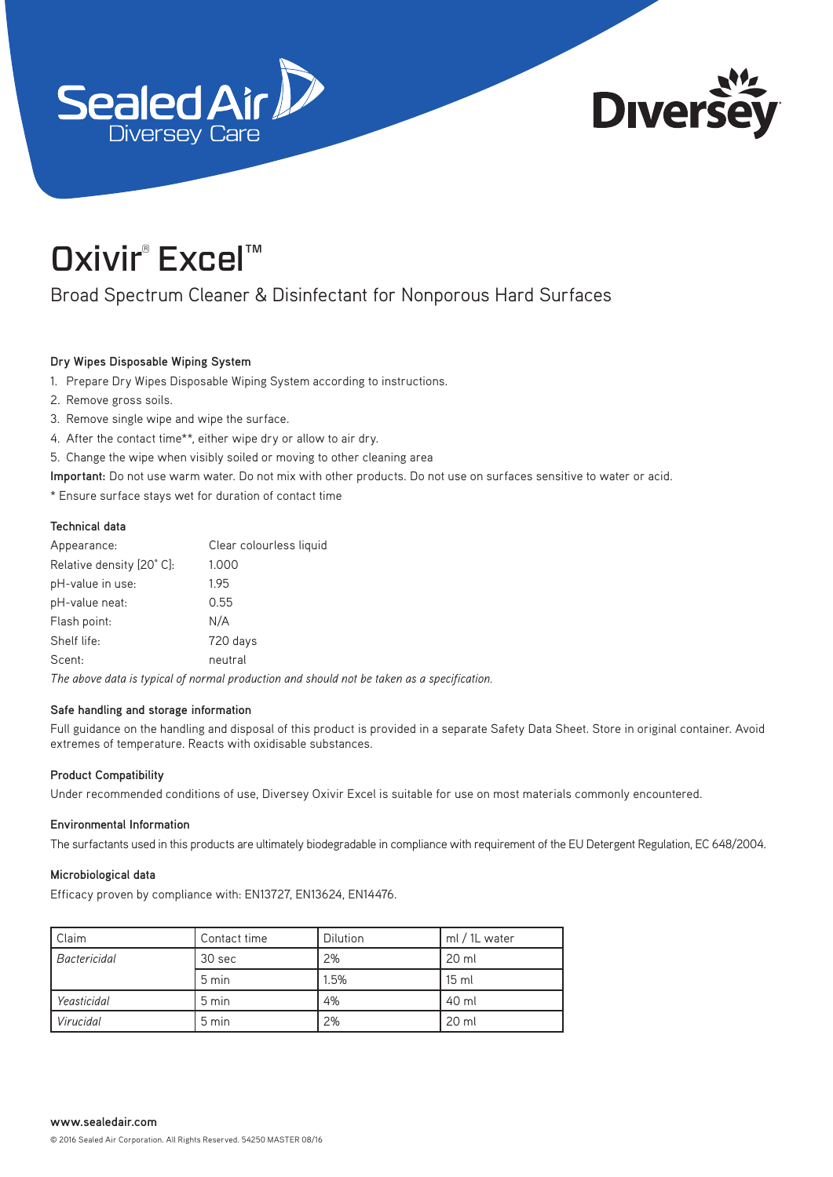# Oxivir® Excel™

## Broad Spectrum Cleaner & Disinfectant for Nonporous Hard Surfaces

### Dry Wipes Disposable Wiping System

1. Prepare Dry Wipes Disposable Wiping System according to instructions.
2. Remove gross soils.
3. Remove single wipe and wipe the surface.
4. After the contact time**, either wipe dry or allow to air dry.
5. Change the wipe when visibly soiled or moving to other cleaning area

**Important:** Do not use warm water. Do not mix with other products. Do not use on surfaces sensitive to water or acid.

* Ensure surface stays wet for duration of contact time

### Technical data

| | |
|---|---|
| Appearance: | Clear colourless liquid |
| Relative density [20° C]: | 1.000 |
| pH-value in use: | 1.95 |
| pH-value neat: | 0.55 |
| Flash point: | N/A |
| Shelf life: | 720 days |
| Scent: | neutral |

*The above data is typical of normal production and should not be taken as a specification.*

### Safe handling and storage information

Full guidance on the handling and disposal of this product is provided in a separate Safety Data Sheet. Store in original container. Avoid extremes of temperature. Reacts with oxidisable substances.

### Product Compatibility

Under recommended conditions of use, Diversey Oxivir Excel is suitable for use on most materials commonly encountered.

### Environmental Information

The surfactants used in this products are ultimately biodegradable in compliance with requirement of the EU Detergent Regulation, EC 648/2004.

### Microbiological data

Efficacy proven by compliance with: EN13727, EN13624, EN14476.

| Claim | Contact time | Dilution | ml / 1L water |
|---|---|---|---|
| *Bactericidal* | 30 sec | 2% | 20 ml |
| | 5 min | 1.5% | 15 ml |
| *Yeasticidal* | 5 min | 4% | 40 ml |
| *Virucidal* | 5 min | 2% | 20 ml |

**www.sealedair.com**

© 2016 Sealed Air Corporation. All Rights Reserved. 54250 MASTER 08/16